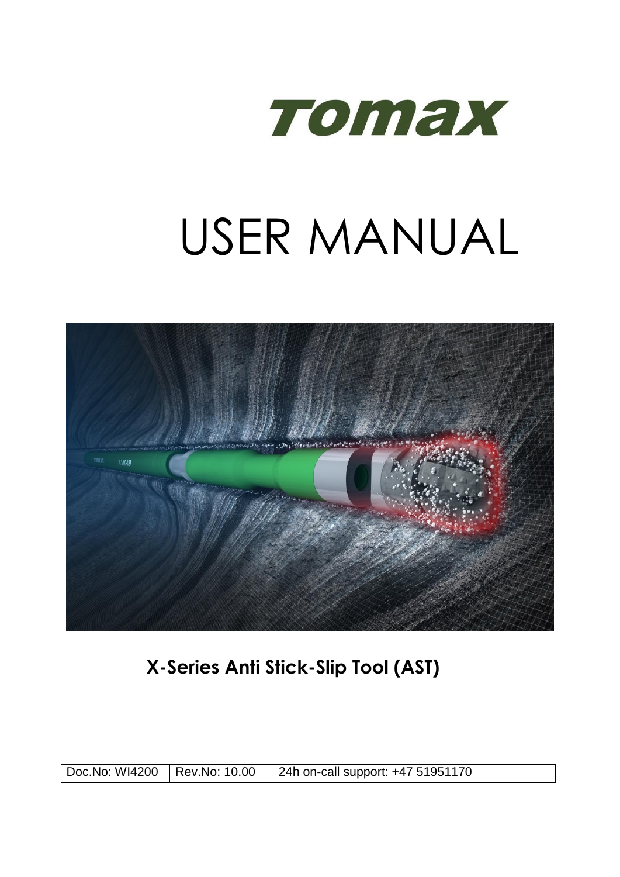Tomax

# USER MANUAL

**X-Series Anti Stick-Slip Tool (AST)**

| Doc.No: WI4200 | Rev.No: 10.00 | 24h on-call support: +47 51951170 |
| --- | --- | --- |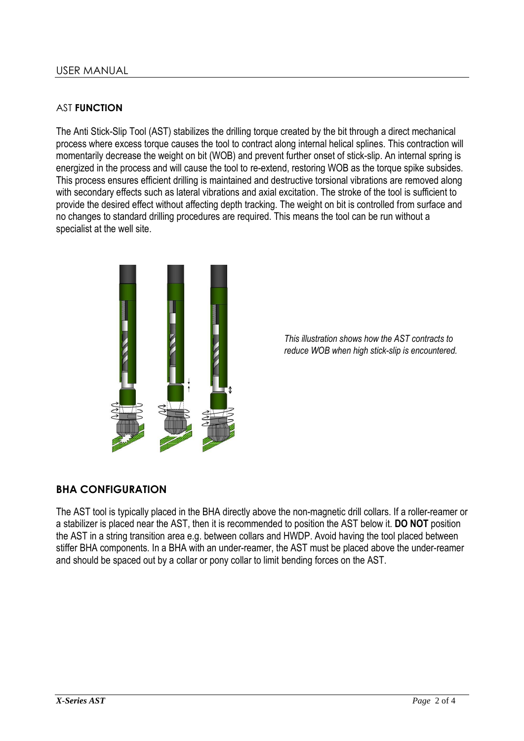## AST **FUNCTION**

The Anti Stick-Slip Tool (AST) stabilizes the drilling torque created by the bit through a direct mechanical process where excess torque causes the tool to contract along internal helical splines. This contraction will momentarily decrease the weight on bit (WOB) and prevent further onset of stick-slip. An internal spring is energized in the process and will cause the tool to re-extend, restoring WOB as the torque spike subsides. This process ensures efficient drilling is maintained and destructive torsional vibrations are removed along with secondary effects such as lateral vibrations and axial excitation. The stroke of the tool is sufficient to provide the desired effect without affecting depth tracking. The weight on bit is controlled from surface and no changes to standard drilling procedures are required. This means the tool can be run without a specialist at the well site.

*This illustration shows how the AST contracts to reduce WOB when high stick-slip is encountered.*

## BHA CONFIGURATION

The AST tool is typically placed in the BHA directly above the non-magnetic drill collars. If a roller-reamer or a stabilizer is placed near the AST, then it is recommended to position the AST below it. **DO NOT** position the AST in a string transition area e.g. between collars and HWDP. Avoid having the tool placed between stiffer BHA components. In a BHA with an under-reamer, the AST must be placed above the under-reamer and should be spaced out by a collar or pony collar to limit bending forces on the AST.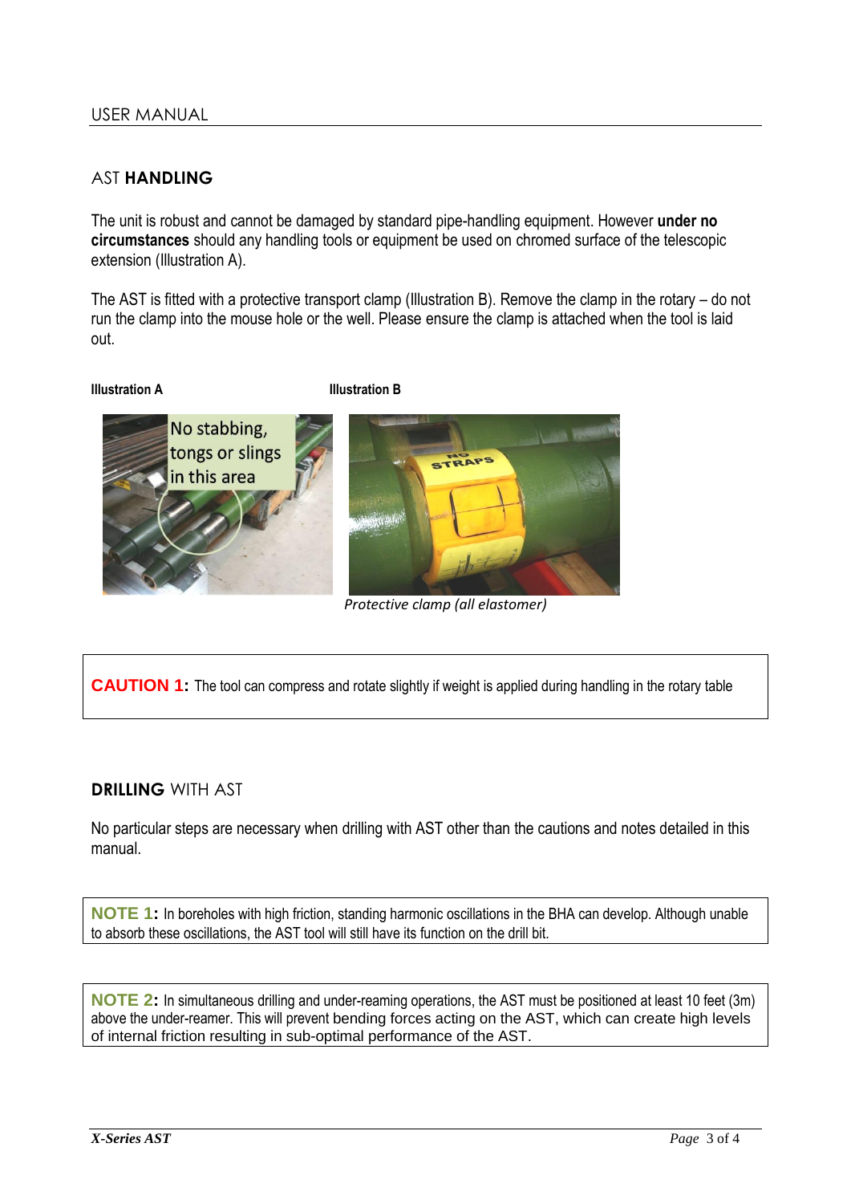## AST **HANDLING**

The unit is robust and cannot be damaged by standard pipe-handling equipment. However **under no circumstances** should any handling tools or equipment be used on chromed surface of the telescopic extension (Illustration A).

The AST is fitted with a protective transport clamp (Illustration B). Remove the clamp in the rotary – do not run the clamp into the mouse hole or the well. Please ensure the clamp is attached when the tool is laid out.

**Illustration A**

**Illustration B**

*Protective clamp (all elastomer)*

> **CAUTION 1:** The tool can compress and rotate slightly if weight is applied during handling in the rotary table

## **DRILLING** WITH AST

No particular steps are necessary when drilling with AST other than the cautions and notes detailed in this manual.

> **NOTE 1:** In boreholes with high friction, standing harmonic oscillations in the BHA can develop. Although unable to absorb these oscillations, the AST tool will still have its function on the drill bit.

> **NOTE 2:** In simultaneous drilling and under-reaming operations, the AST must be positioned at least 10 feet (3m) above the under-reamer. This will prevent bending forces acting on the AST, which can create high levels of internal friction resulting in sub-optimal performance of the AST.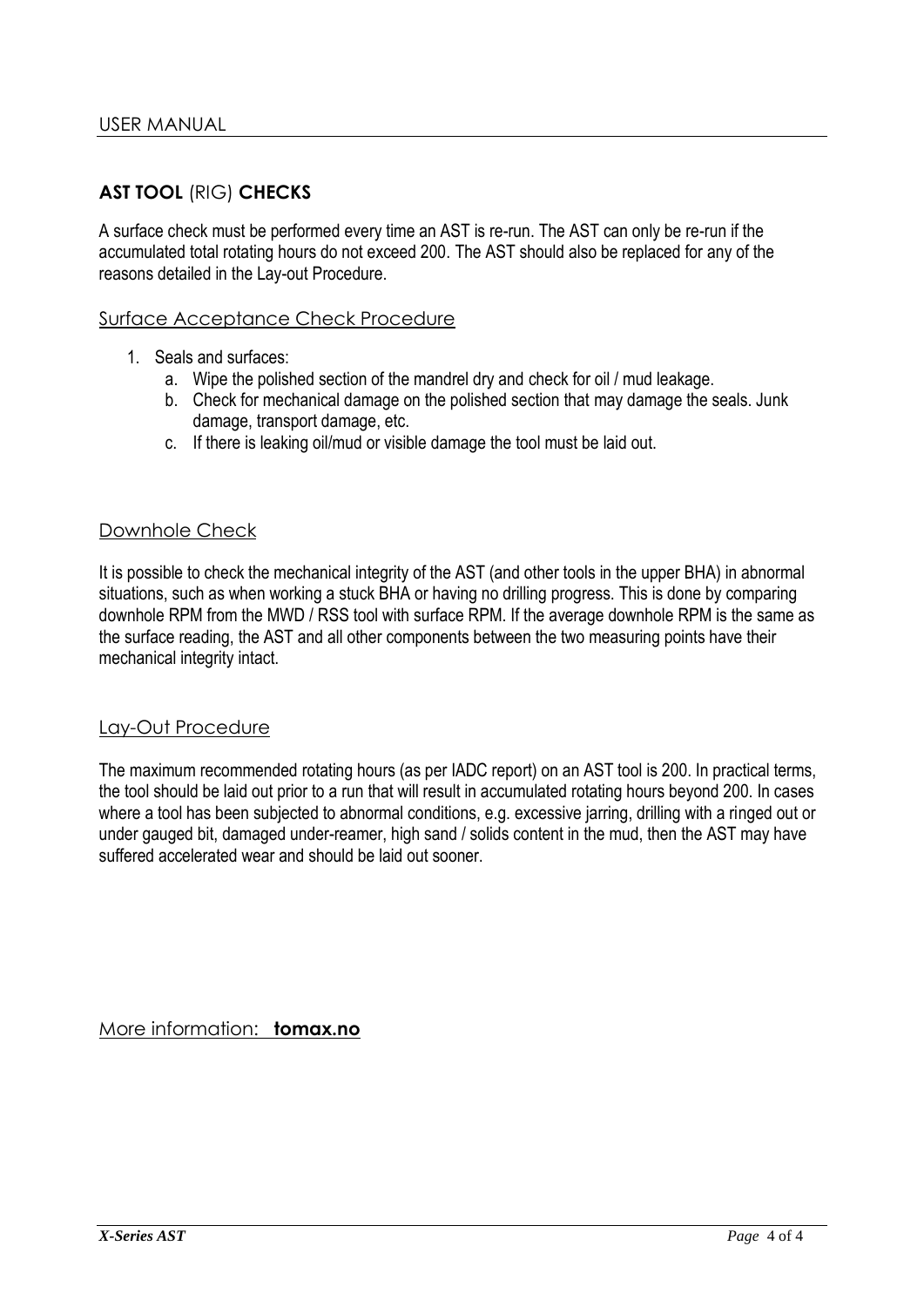## **AST TOOL** (RIG) **CHECKS**

A surface check must be performed every time an AST is re-run. The AST can only be re-run if the accumulated total rotating hours do not exceed 200. The AST should also be replaced for any of the reasons detailed in the Lay-out Procedure.

### Surface Acceptance Check Procedure

1. Seals and surfaces:
   a. Wipe the polished section of the mandrel dry and check for oil / mud leakage.
   b. Check for mechanical damage on the polished section that may damage the seals. Junk damage, transport damage, etc.
   c. If there is leaking oil/mud or visible damage the tool must be laid out.

### Downhole Check

It is possible to check the mechanical integrity of the AST (and other tools in the upper BHA) in abnormal situations, such as when working a stuck BHA or having no drilling progress. This is done by comparing downhole RPM from the MWD / RSS tool with surface RPM. If the average downhole RPM is the same as the surface reading, the AST and all other components between the two measuring points have their mechanical integrity intact.

### Lay-Out Procedure

The maximum recommended rotating hours (as per IADC report) on an AST tool is 200. In practical terms, the tool should be laid out prior to a run that will result in accumulated rotating hours beyond 200. In cases where a tool has been subjected to abnormal conditions, e.g. excessive jarring, drilling with a ringed out or under gauged bit, damaged under-reamer, high sand / solids content in the mud, then the AST may have suffered accelerated wear and should be laid out sooner.

More information: **tomax.no**